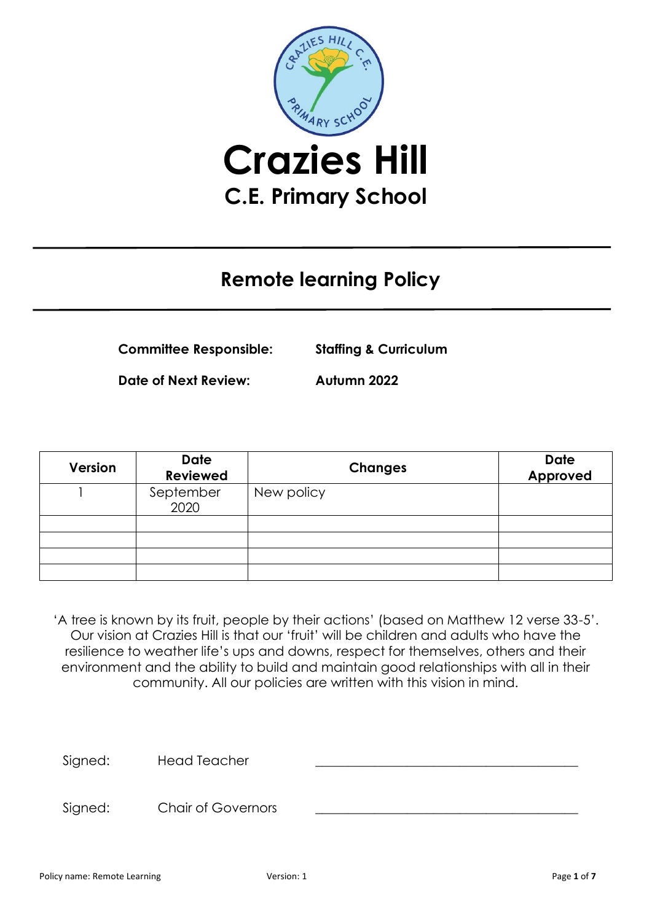# Crazies Hill

## C.E. Primary School

## Remote learning Policy

**Committee Responsible:** **Staffing & Curriculum**

**Date of Next Review:** **Autumn 2022**

| Version | Date Reviewed | Changes | Date Approved |
|---|---|---|---|
| 1 | September 2020 | New policy | |
| | | | |
| | | | |
| | | | |
| | | | |

'A tree is known by its fruit, people by their actions' (based on Matthew 12 verse 33-5'. Our vision at Crazies Hill is that our 'fruit' will be children and adults who have the resilience to weather life's ups and downs, respect for themselves, others and their environment and the ability to build and maintain good relationships with all in their community. All our policies are written with this vision in mind.

Signed: Head Teacher \_\_\_\_\_\_\_\_\_\_\_\_\_\_\_\_\_\_\_\_\_\_\_\_\_\_\_\_\_\_\_\_\_\_\_\_\_\_\_\_

Signed: Chair of Governors \_\_\_\_\_\_\_\_\_\_\_\_\_\_\_\_\_\_\_\_\_\_\_\_\_\_\_\_\_\_\_\_\_\_\_\_\_\_\_\_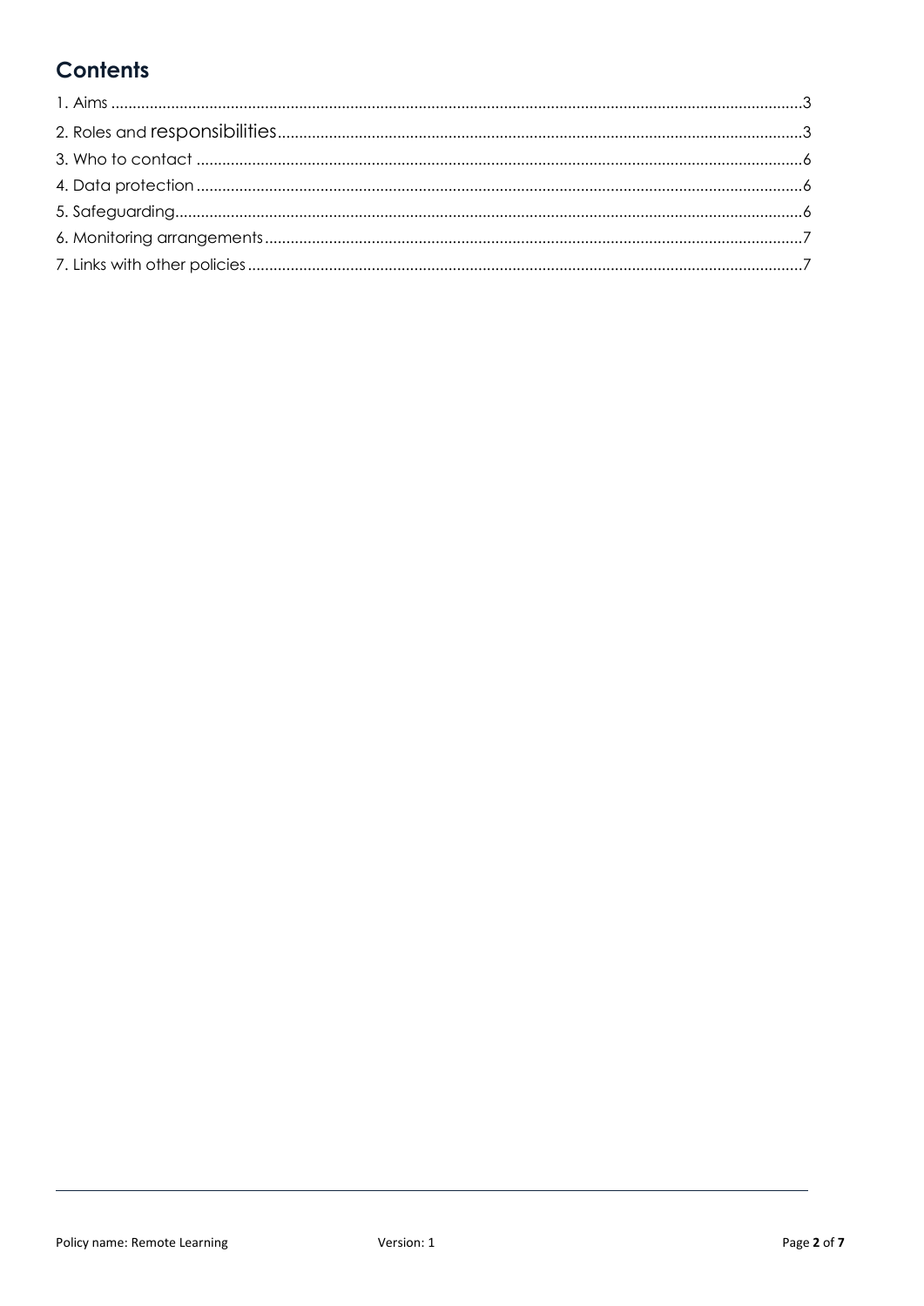# Contents

1. Aims ....................................................................................................................................................3
2. Roles and responsibilities ............................................................................................................3
3. Who to contact .............................................................................................................................6
4. Data protection .............................................................................................................................6
5. Safeguarding..................................................................................................................................6
6. Monitoring arrangements .............................................................................................................7
7. Links with other policies ................................................................................................................7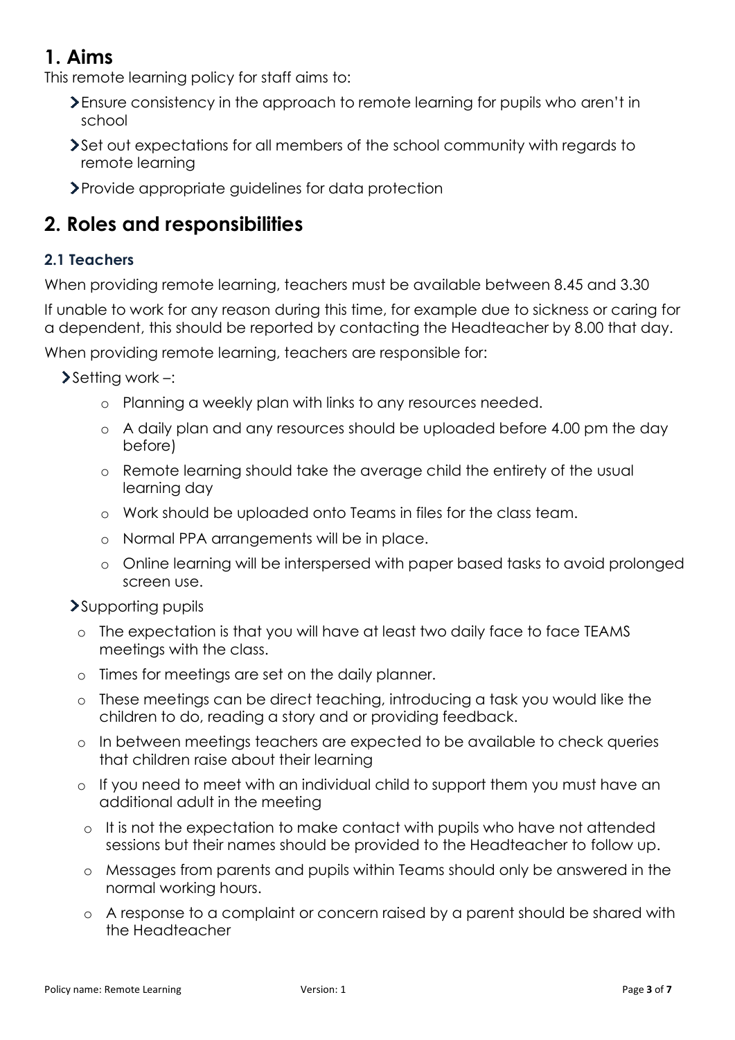# 1. Aims

This remote learning policy for staff aims to:

- Ensure consistency in the approach to remote learning for pupils who aren't in school
- Set out expectations for all members of the school community with regards to remote learning
- Provide appropriate guidelines for data protection

# 2. Roles and responsibilities

### 2.1 Teachers

When providing remote learning, teachers must be available between 8.45 and 3.30

If unable to work for any reason during this time, for example due to sickness or caring for a dependent, this should be reported by contacting the Headteacher by 8.00 that day.

When providing remote learning, teachers are responsible for:

- Setting work –:
    - Planning a weekly plan with links to any resources needed.
    - A daily plan and any resources should be uploaded before 4.00 pm the day before)
    - Remote learning should take the average child the entirety of the usual learning day
    - Work should be uploaded onto Teams in files for the class team.
    - Normal PPA arrangements will be in place.
    - Online learning will be interspersed with paper based tasks to avoid prolonged screen use.
- Supporting pupils
    - The expectation is that you will have at least two daily face to face TEAMS meetings with the class.
    - Times for meetings are set on the daily planner.
    - These meetings can be direct teaching, introducing a task you would like the children to do, reading a story and or providing feedback.
    - In between meetings teachers are expected to be available to check queries that children raise about their learning
    - If you need to meet with an individual child to support them you must have an additional adult in the meeting
    - It is not the expectation to make contact with pupils who have not attended sessions but their names should be provided to the Headteacher to follow up.
    - Messages from parents and pupils within Teams should only be answered in the normal working hours.
    - A response to a complaint or concern raised by a parent should be shared with the Headteacher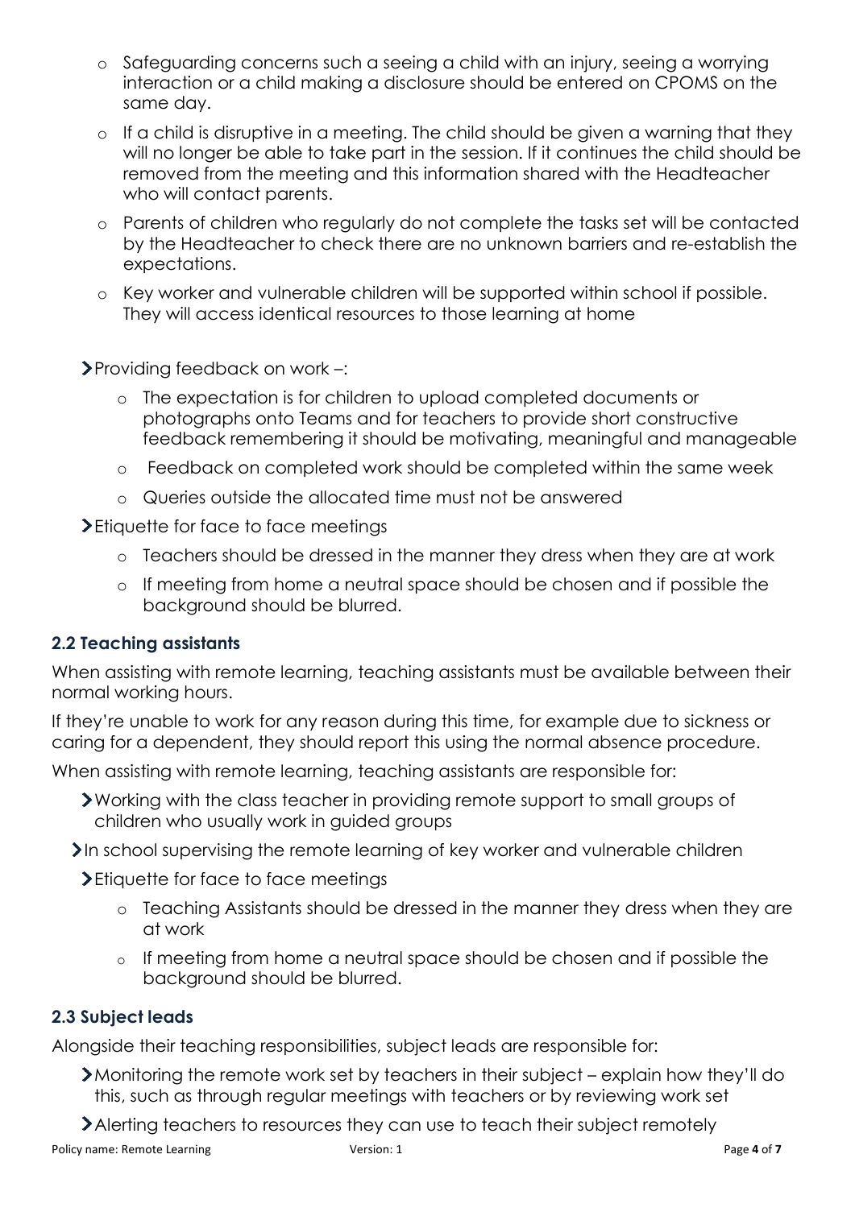- Safeguarding concerns such a seeing a child with an injury, seeing a worrying interaction or a child making a disclosure should be entered on CPOMS on the same day.
  - If a child is disruptive in a meeting. The child should be given a warning that they will no longer be able to take part in the session. If it continues the child should be removed from the meeting and this information shared with the Headteacher who will contact parents.
  - Parents of children who regularly do not complete the tasks set will be contacted by the Headteacher to check there are no unknown barriers and re-establish the expectations.
  - Key worker and vulnerable children will be supported within school if possible. They will access identical resources to those learning at home

- Providing feedback on work –:
  - The expectation is for children to upload completed documents or photographs onto Teams and for teachers to provide short constructive feedback remembering it should be motivating, meaningful and manageable
  - Feedback on completed work should be completed within the same week
  - Queries outside the allocated time must not be answered
- Etiquette for face to face meetings
  - Teachers should be dressed in the manner they dress when they are at work
  - If meeting from home a neutral space should be chosen and if possible the background should be blurred.

### 2.2 Teaching assistants

When assisting with remote learning, teaching assistants must be available between their normal working hours.

If they're unable to work for any reason during this time, for example due to sickness or caring for a dependent, they should report this using the normal absence procedure.

When assisting with remote learning, teaching assistants are responsible for:

- Working with the class teacher in providing remote support to small groups of children who usually work in guided groups
- In school supervising the remote learning of key worker and vulnerable children
- Etiquette for face to face meetings
  - Teaching Assistants should be dressed in the manner they dress when they are at work
  - If meeting from home a neutral space should be chosen and if possible the background should be blurred.

### 2.3 Subject leads

Alongside their teaching responsibilities, subject leads are responsible for:

- Monitoring the remote work set by teachers in their subject – explain how they'll do this, such as through regular meetings with teachers or by reviewing work set
- Alerting teachers to resources they can use to teach their subject remotely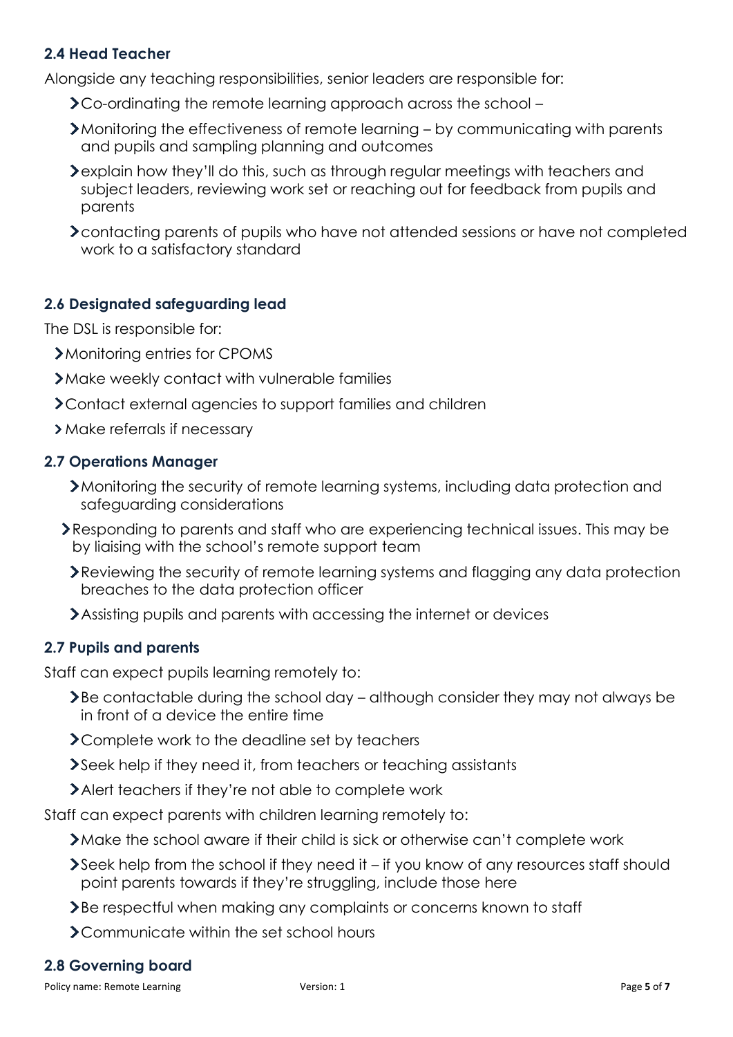### 2.4 Head Teacher

Alongside any teaching responsibilities, senior leaders are responsible for:

- Co-ordinating the remote learning approach across the school –
- Monitoring the effectiveness of remote learning – by communicating with parents and pupils and sampling planning and outcomes
- explain how they'll do this, such as through regular meetings with teachers and subject leaders, reviewing work set or reaching out for feedback from pupils and parents
- contacting parents of pupils who have not attended sessions or have not completed work to a satisfactory standard

### 2.6 Designated safeguarding lead

The DSL is responsible for:

- Monitoring entries for CPOMS
- Make weekly contact with vulnerable families
- Contact external agencies to support families and children
- Make referrals if necessary

### 2.7 Operations Manager

- Monitoring the security of remote learning systems, including data protection and safeguarding considerations
- Responding to parents and staff who are experiencing technical issues. This may be by liaising with the school's remote support team
- Reviewing the security of remote learning systems and flagging any data protection breaches to the data protection officer
- Assisting pupils and parents with accessing the internet or devices

### 2.7 Pupils and parents

Staff can expect pupils learning remotely to:

- Be contactable during the school day – although consider they may not always be in front of a device the entire time
- Complete work to the deadline set by teachers
- Seek help if they need it, from teachers or teaching assistants
- Alert teachers if they're not able to complete work

Staff can expect parents with children learning remotely to:

- Make the school aware if their child is sick or otherwise can't complete work
- Seek help from the school if they need it – if you know of any resources staff should point parents towards if they're struggling, include those here
- Be respectful when making any complaints or concerns known to staff
- Communicate within the set school hours

### 2.8 Governing board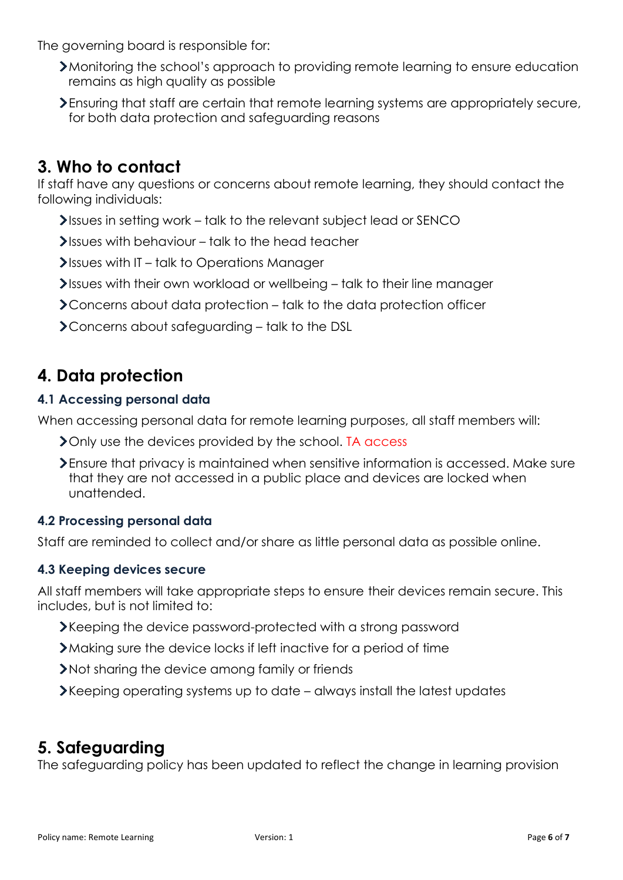The governing board is responsible for:

- Monitoring the school's approach to providing remote learning to ensure education remains as high quality as possible
- Ensuring that staff are certain that remote learning systems are appropriately secure, for both data protection and safeguarding reasons

## 3. Who to contact

If staff have any questions or concerns about remote learning, they should contact the following individuals:

- Issues in setting work – talk to the relevant subject lead or SENCO
- Issues with behaviour – talk to the head teacher
- Issues with IT – talk to Operations Manager
- Issues with their own workload or wellbeing – talk to their line manager
- Concerns about data protection – talk to the data protection officer
- Concerns about safeguarding – talk to the DSL

## 4. Data protection

### 4.1 Accessing personal data

When accessing personal data for remote learning purposes, all staff members will:

- Only use the devices provided by the school. TA access
- Ensure that privacy is maintained when sensitive information is accessed. Make sure that they are not accessed in a public place and devices are locked when unattended.

### 4.2 Processing personal data

Staff are reminded to collect and/or share as little personal data as possible online.

### 4.3 Keeping devices secure

All staff members will take appropriate steps to ensure their devices remain secure. This includes, but is not limited to:

- Keeping the device password-protected with a strong password
- Making sure the device locks if left inactive for a period of time
- Not sharing the device among family or friends
- Keeping operating systems up to date – always install the latest updates

## 5. Safeguarding

The safeguarding policy has been updated to reflect the change in learning provision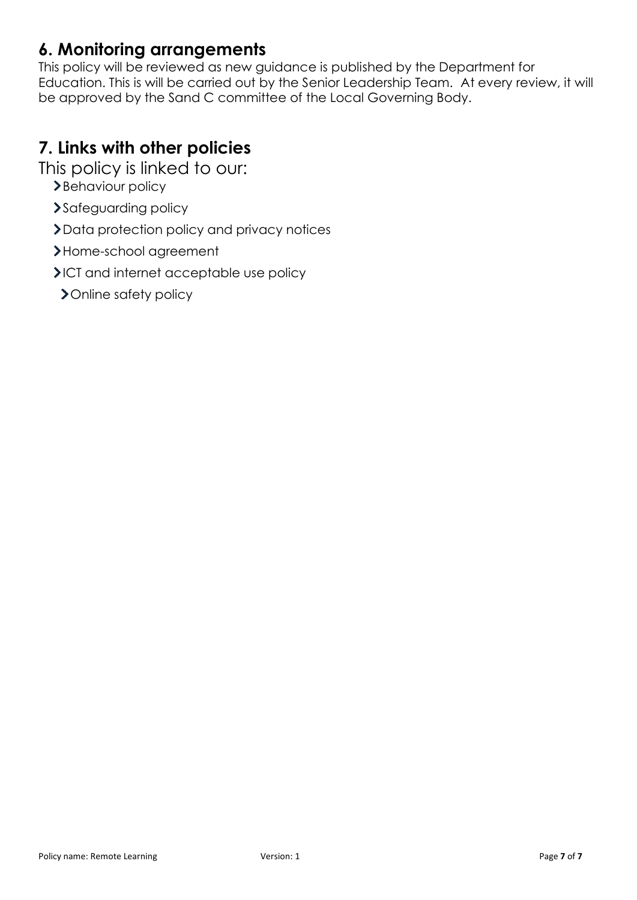## 6. Monitoring arrangements

This policy will be reviewed as new guidance is published by the Department for Education. This is will be carried out by the Senior Leadership Team. At every review, it will be approved by the Sand C committee of the Local Governing Body.

## 7. Links with other policies

This policy is linked to our:

- Behaviour policy
- Safeguarding policy
- Data protection policy and privacy notices
- Home-school agreement
- ICT and internet acceptable use policy
- Online safety policy